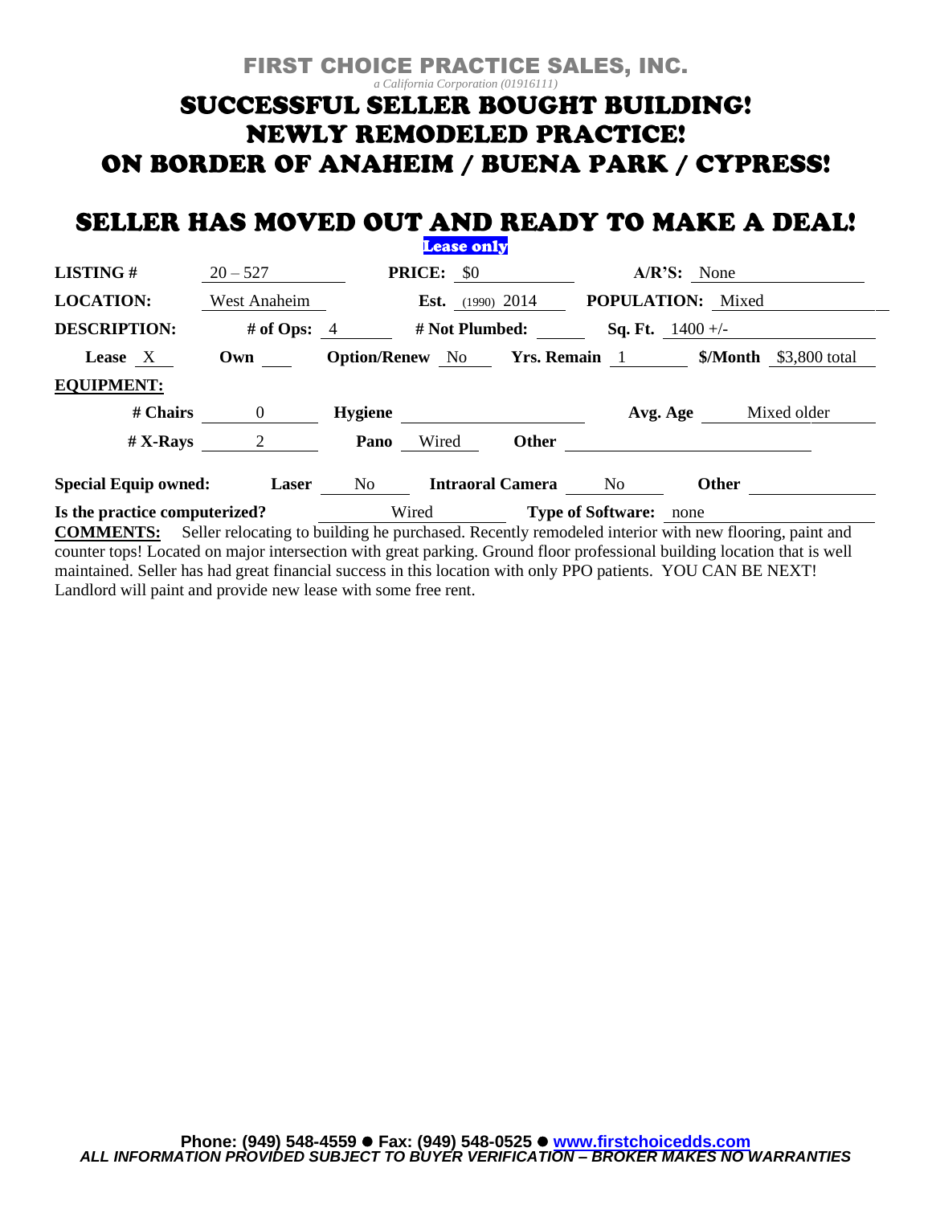FIRST CHOICE PRACTICE SALES, INC.

*a California Corporation (01916111)*

# SUCCESSFUL SELLER BOUGHT BUILDING!
# NEWLY REMODELED PRACTICE!
# ON BORDER OF ANAHEIM / BUENA PARK / CYPRESS!

## SELLER HAS MOVED OUT AND READY TO MAKE A DEAL!

**Lease only**

**LISTING #** 20 – 527 **PRICE:** $0 **A/R'S:** None

**LOCATION:** West Anaheim **Est.** (1990) 2014 **POPULATION:** Mixed

**DESCRIPTION:** **# of Ops:** 4 **# Not Plumbed:** **Sq. Ft.** 1400 +/-

**Lease** X **Own** **Option/Renew** No **Yrs. Remain** 1 **$/Month** $3,800 total

**EQUIPMENT:**

**# Chairs** 0 **Hygiene** **Avg. Age** Mixed older

**# X-Rays** 2 **Pano** Wired **Other**

**Special Equip owned:** **Laser** No **Intraoral Camera** No **Other**

**Is the practice computerized?** Wired **Type of Software:** none

**COMMENTS:** Seller relocating to building he purchased. Recently remodeled interior with new flooring, paint and counter tops! Located on major intersection with great parking. Ground floor professional building location that is well maintained. Seller has had great financial success in this location with only PPO patients. YOU CAN BE NEXT! Landlord will paint and provide new lease with some free rent.

**Phone: (949) 548-4559 ● Fax: (949) 548-0525 ● www.firstchoicedds.com**

***ALL INFORMATION PROVIDED SUBJECT TO BUYER VERIFICATION – BROKER MAKES NO WARRANTIES***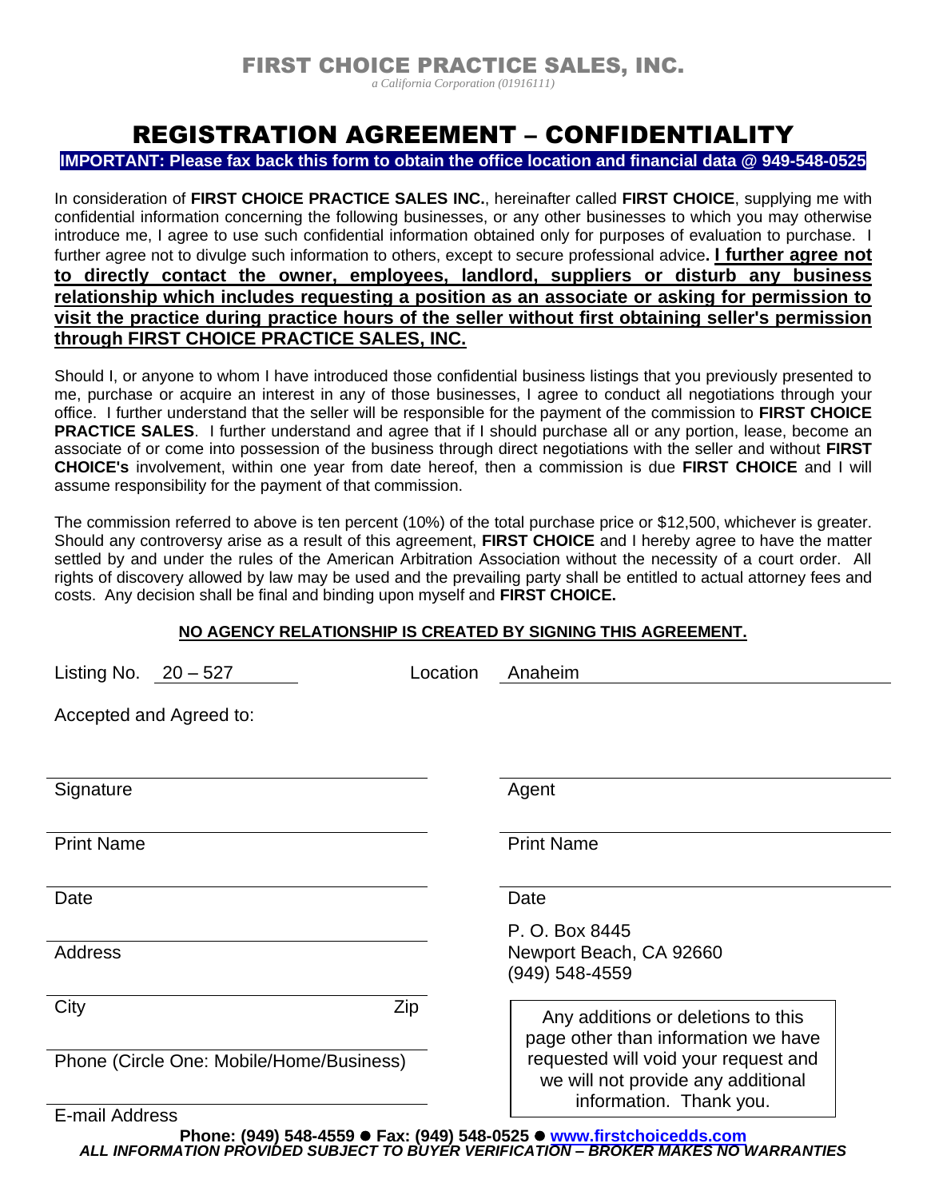# FIRST CHOICE PRACTICE SALES, INC.

*a California Corporation (01916111)*

# REGISTRATION AGREEMENT – CONFIDENTIALITY

**IMPORTANT: Please fax back this form to obtain the office location and financial data @ 949-548-0525**

In consideration of **FIRST CHOICE PRACTICE SALES INC.**, hereinafter called **FIRST CHOICE**, supplying me with confidential information concerning the following businesses, or any other businesses to which you may otherwise introduce me, I agree to use such confidential information obtained only for purposes of evaluation to purchase. I further agree not to divulge such information to others, except to secure professional advice**. I further agree not to directly contact the owner, employees, landlord, suppliers or disturb any business relationship which includes requesting a position as an associate or asking for permission to visit the practice during practice hours of the seller without first obtaining seller's permission through FIRST CHOICE PRACTICE SALES, INC.**

Should I, or anyone to whom I have introduced those confidential business listings that you previously presented to me, purchase or acquire an interest in any of those businesses, I agree to conduct all negotiations through your office. I further understand that the seller will be responsible for the payment of the commission to **FIRST CHOICE PRACTICE SALES**. I further understand and agree that if I should purchase all or any portion, lease, become an associate of or come into possession of the business through direct negotiations with the seller and without **FIRST CHOICE's** involvement, within one year from date hereof, then a commission is due **FIRST CHOICE** and I will assume responsibility for the payment of that commission.

The commission referred to above is ten percent (10%) of the total purchase price or $12,500, whichever is greater. Should any controversy arise as a result of this agreement, **FIRST CHOICE** and I hereby agree to have the matter settled by and under the rules of the American Arbitration Association without the necessity of a court order. All rights of discovery allowed by law may be used and the prevailing party shall be entitled to actual attorney fees and costs. Any decision shall be final and binding upon myself and **FIRST CHOICE.**

**NO AGENCY RELATIONSHIP IS CREATED BY SIGNING THIS AGREEMENT.**

Listing No. 20 – 527　　　Location Anaheim

Accepted and Agreed to:

| | |
|---|---|
| Signature | Agent |
| Print Name | Print Name |
| Date | Date |
| Address | P. O. Box 8445<br>Newport Beach, CA 92660<br>(949) 548-4559 |
| City　　　Zip | |
| Phone (Circle One: Mobile/Home/Business) | |
| E-mail Address | |

Any additions or deletions to this page other than information we have requested will void your request and we will not provide any additional information. Thank you.

**Phone: (949) 548-4559 ● Fax: (949) 548-0525 ● www.firstchoicedds.com**

***ALL INFORMATION PROVIDED SUBJECT TO BUYER VERIFICATION – BROKER MAKES NO WARRANTIES***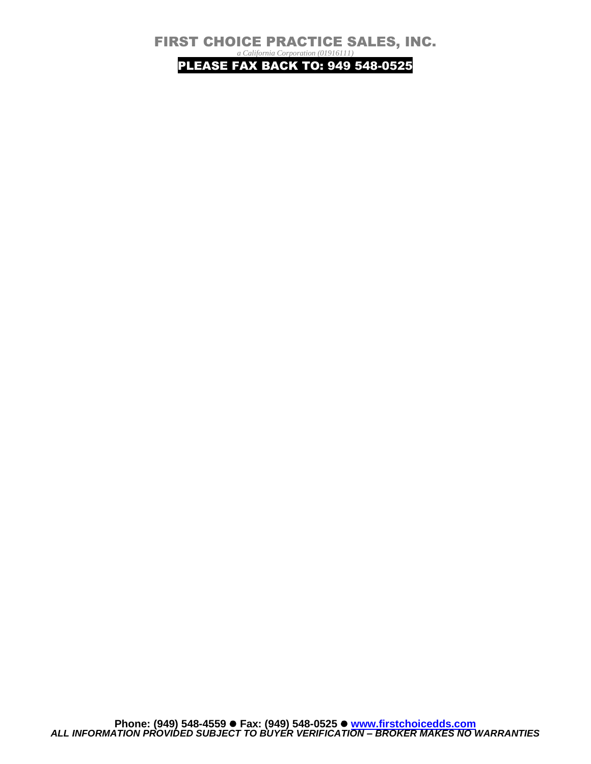# FIRST CHOICE PRACTICE SALES, INC.

*a California Corporation (01916111)*

**PLEASE FAX BACK TO: 949 548-0525**

**Phone: (949) 548-4559 ● Fax: (949) 548-0525 ● www.firstchoicedds.com**

***ALL INFORMATION PROVIDED SUBJECT TO BUYER VERIFICATION – BROKER MAKES NO WARRANTIES***